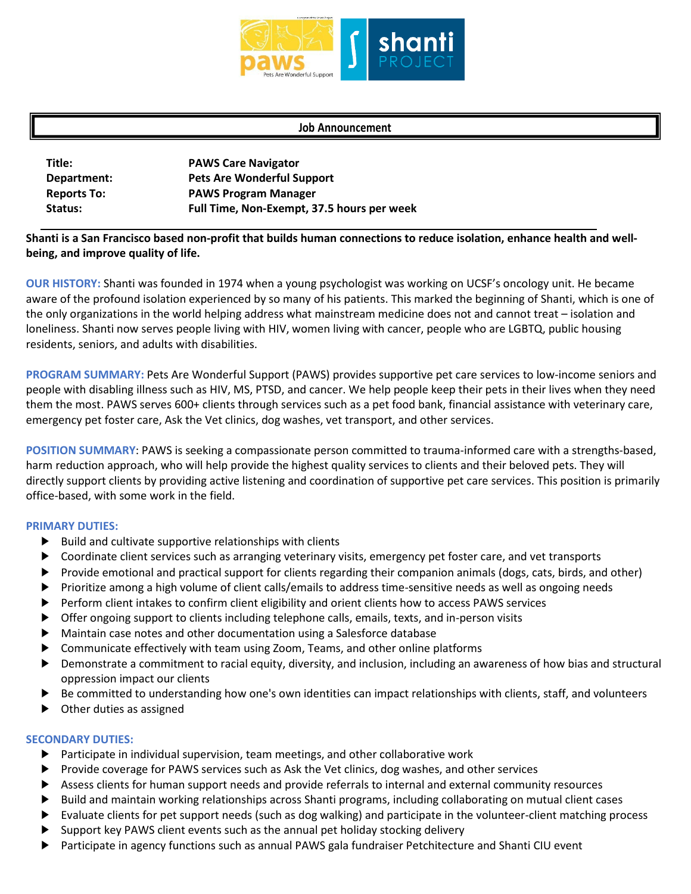**Job Announcement**

| | |
|---|---|
| **Title:** | **PAWS Care Navigator** |
| **Department:** | **Pets Are Wonderful Support** |
| **Reports To:** | **PAWS Program Manager** |
| **Status:** | **Full Time, Non-Exempt, 37.5 hours per week** |

**Shanti is a San Francisco based non-profit that builds human connections to reduce isolation, enhance health and well-being, and improve quality of life.**

**OUR HISTORY:** Shanti was founded in 1974 when a young psychologist was working on UCSF's oncology unit. He became aware of the profound isolation experienced by so many of his patients. This marked the beginning of Shanti, which is one of the only organizations in the world helping address what mainstream medicine does not and cannot treat – isolation and loneliness. Shanti now serves people living with HIV, women living with cancer, people who are LGBTQ, public housing residents, seniors, and adults with disabilities.

**PROGRAM SUMMARY:** Pets Are Wonderful Support (PAWS) provides supportive pet care services to low-income seniors and people with disabling illness such as HIV, MS, PTSD, and cancer. We help people keep their pets in their lives when they need them the most. PAWS serves 600+ clients through services such as a pet food bank, financial assistance with veterinary care, emergency pet foster care, Ask the Vet clinics, dog washes, vet transport, and other services.

**POSITION SUMMARY**: PAWS is seeking a compassionate person committed to trauma-informed care with a strengths-based, harm reduction approach, who will help provide the highest quality services to clients and their beloved pets. They will directly support clients by providing active listening and coordination of supportive pet care services. This position is primarily office-based, with some work in the field.

**PRIMARY DUTIES:**

- Build and cultivate supportive relationships with clients
- Coordinate client services such as arranging veterinary visits, emergency pet foster care, and vet transports
- Provide emotional and practical support for clients regarding their companion animals (dogs, cats, birds, and other)
- Prioritize among a high volume of client calls/emails to address time-sensitive needs as well as ongoing needs
- Perform client intakes to confirm client eligibility and orient clients how to access PAWS services
- Offer ongoing support to clients including telephone calls, emails, texts, and in-person visits
- Maintain case notes and other documentation using a Salesforce database
- Communicate effectively with team using Zoom, Teams, and other online platforms
- Demonstrate a commitment to racial equity, diversity, and inclusion, including an awareness of how bias and structural oppression impact our clients
- Be committed to understanding how one's own identities can impact relationships with clients, staff, and volunteers
- Other duties as assigned

**SECONDARY DUTIES:**

- Participate in individual supervision, team meetings, and other collaborative work
- Provide coverage for PAWS services such as Ask the Vet clinics, dog washes, and other services
- Assess clients for human support needs and provide referrals to internal and external community resources
- Build and maintain working relationships across Shanti programs, including collaborating on mutual client cases
- Evaluate clients for pet support needs (such as dog walking) and participate in the volunteer-client matching process
- Support key PAWS client events such as the annual pet holiday stocking delivery
- Participate in agency functions such as annual PAWS gala fundraiser Petchitecture and Shanti CIU event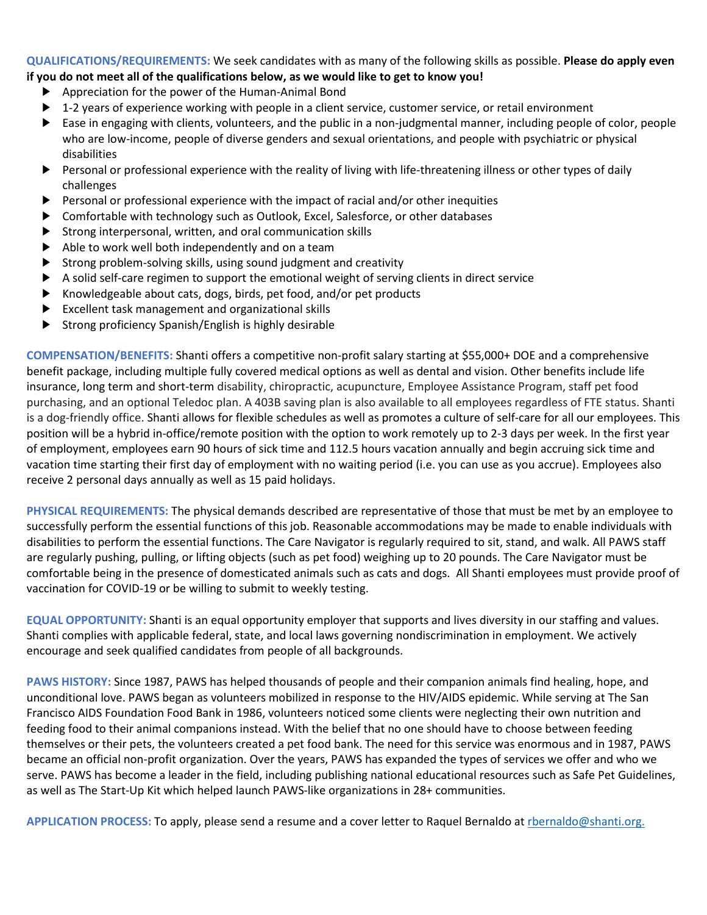**QUALIFICATIONS/REQUIREMENTS:** We seek candidates with as many of the following skills as possible. **Please do apply even if you do not meet all of the qualifications below, as we would like to get to know you!**

- Appreciation for the power of the Human-Animal Bond
- 1-2 years of experience working with people in a client service, customer service, or retail environment
- Ease in engaging with clients, volunteers, and the public in a non-judgmental manner, including people of color, people who are low-income, people of diverse genders and sexual orientations, and people with psychiatric or physical disabilities
- Personal or professional experience with the reality of living with life-threatening illness or other types of daily challenges
- Personal or professional experience with the impact of racial and/or other inequities
- Comfortable with technology such as Outlook, Excel, Salesforce, or other databases
- Strong interpersonal, written, and oral communication skills
- Able to work well both independently and on a team
- Strong problem-solving skills, using sound judgment and creativity
- A solid self-care regimen to support the emotional weight of serving clients in direct service
- Knowledgeable about cats, dogs, birds, pet food, and/or pet products
- Excellent task management and organizational skills
- Strong proficiency Spanish/English is highly desirable

**COMPENSATION/BENEFITS:** Shanti offers a competitive non-profit salary starting at $55,000+ DOE and a comprehensive benefit package, including multiple fully covered medical options as well as dental and vision. Other benefits include life insurance, long term and short-term disability, chiropractic, acupuncture, Employee Assistance Program, staff pet food purchasing, and an optional Teledoc plan. A 403B saving plan is also available to all employees regardless of FTE status. Shanti is a dog-friendly office. Shanti allows for flexible schedules as well as promotes a culture of self-care for all our employees. This position will be a hybrid in-office/remote position with the option to work remotely up to 2-3 days per week. In the first year of employment, employees earn 90 hours of sick time and 112.5 hours vacation annually and begin accruing sick time and vacation time starting their first day of employment with no waiting period (i.e. you can use as you accrue). Employees also receive 2 personal days annually as well as 15 paid holidays.

**PHYSICAL REQUIREMENTS:** The physical demands described are representative of those that must be met by an employee to successfully perform the essential functions of this job. Reasonable accommodations may be made to enable individuals with disabilities to perform the essential functions. The Care Navigator is regularly required to sit, stand, and walk. All PAWS staff are regularly pushing, pulling, or lifting objects (such as pet food) weighing up to 20 pounds. The Care Navigator must be comfortable being in the presence of domesticated animals such as cats and dogs. All Shanti employees must provide proof of vaccination for COVID-19 or be willing to submit to weekly testing.

**EQUAL OPPORTUNITY:** Shanti is an equal opportunity employer that supports and lives diversity in our staffing and values. Shanti complies with applicable federal, state, and local laws governing nondiscrimination in employment. We actively encourage and seek qualified candidates from people of all backgrounds.

**PAWS HISTORY:** Since 1987, PAWS has helped thousands of people and their companion animals find healing, hope, and unconditional love. PAWS began as volunteers mobilized in response to the HIV/AIDS epidemic. While serving at The San Francisco AIDS Foundation Food Bank in 1986, volunteers noticed some clients were neglecting their own nutrition and feeding food to their animal companions instead. With the belief that no one should have to choose between feeding themselves or their pets, the volunteers created a pet food bank. The need for this service was enormous and in 1987, PAWS became an official non-profit organization. Over the years, PAWS has expanded the types of services we offer and who we serve. PAWS has become a leader in the field, including publishing national educational resources such as Safe Pet Guidelines, as well as The Start-Up Kit which helped launch PAWS-like organizations in 28+ communities.

**APPLICATION PROCESS:** To apply, please send a resume and a cover letter to Raquel Bernaldo at rbernaldo@shanti.org.